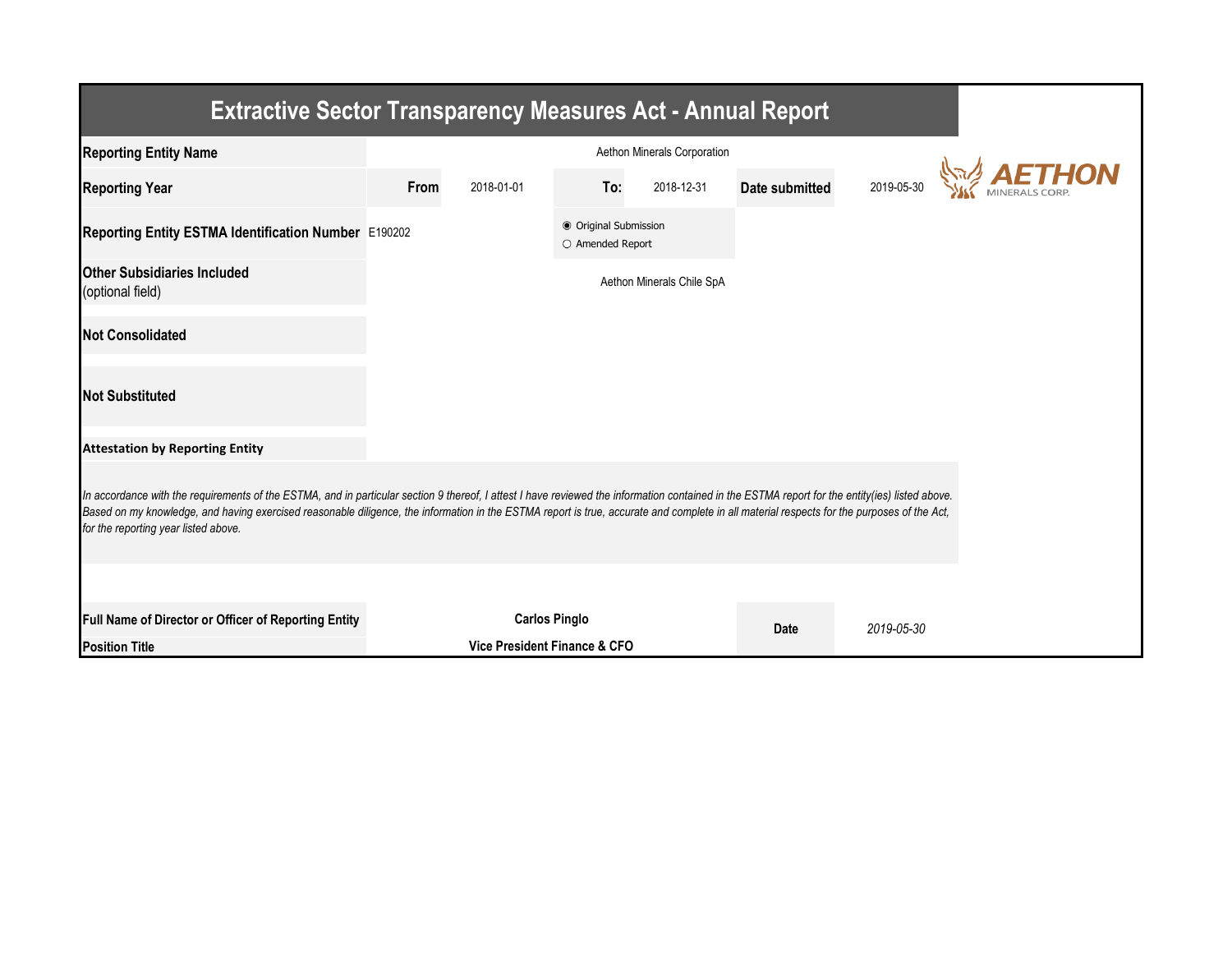# Extractive Sector Transparency Measures Act - Annual Report

| | | | | | | | |
|---|---|---|---|---|---|---|---|
| **Reporting Entity Name** | Aethon Minerals Corporation | | | | | | |
| **Reporting Year** | **From** | 2018-01-01 | **To:** | 2018-12-31 | **Date submitted** | 2019-05-30 | |
| **Reporting Entity ESTMA Identification Number** | E190202 | | ◉ Original Submission<br>○ Amended Report | | | | |
| **Other Subsidiaries Included**<br>(optional field) | Aethon Minerals Chile SpA | | | | | | |
| **Not Consolidated** | | | | | | | |
| **Not Substituted** | | | | | | | |

**Attestation by Reporting Entity**

*In accordance with the requirements of the ESTMA, and in particular section 9 thereof, I attest I have reviewed the information contained in the ESTMA report for the entity(ies) listed above. Based on my knowledge, and having exercised reasonable diligence, the information in the ESTMA report is true, accurate and complete in all material respects for the purposes of the Act, for the reporting year listed above.*

| | | | |
|---|---|---|---|
| **Full Name of Director or Officer of Reporting Entity** | **Carlos Pinglo** | **Date** | *2019-05-30* |
| **Position Title** | **Vice President Finance & CFO** | | |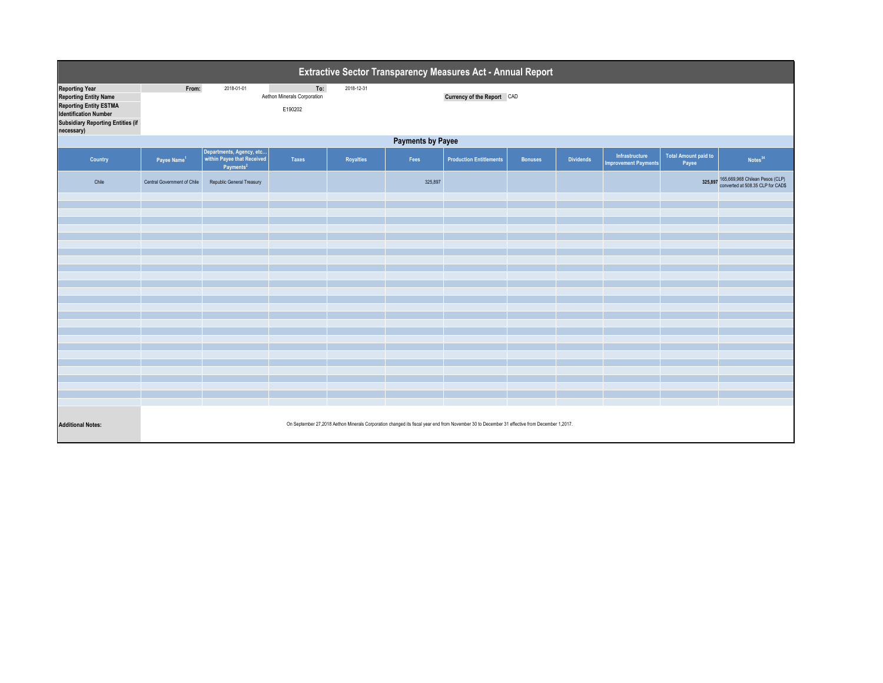# Extractive Sector Transparency Measures Act - Annual Report

| | | | | |
|---|---|---|---|---|
| **Reporting Year** | From: | 2018-01-01 | To: | 2018-12-31 |
| **Reporting Entity Name** | Aethon Minerals Corporation | | **Currency of the Report** | CAD |
| **Reporting Entity ESTMA Identification Number** | E190202 | | | |
| **Subsidiary Reporting Entities (if necessary)** | | | | |

## Payments by Payee

| Country | Payee Name[1] | Departments, Agency, etc... within Payee that Received Payments[2] | Taxes | Royalties | Fees | Production Entitlements | Bonuses | Dividends | Infrastructure Improvement Payments | Total Amount paid to Payee | Notes[34] |
|---|---|---|---|---|---|---|---|---|---|---|---|
| Chile | Central Government of Chile | Republic General Treasury | | | 325,897 | | | | | **325,897** | 165,669,968 Chilean Pesos (CLP) converted at 508.35 CLP for CAD$ |

**Additional Notes:** On September 27,2018 Aethon Minerals Corporation changed its fiscal year end from November 30 to December 31 effective from December 1,2017.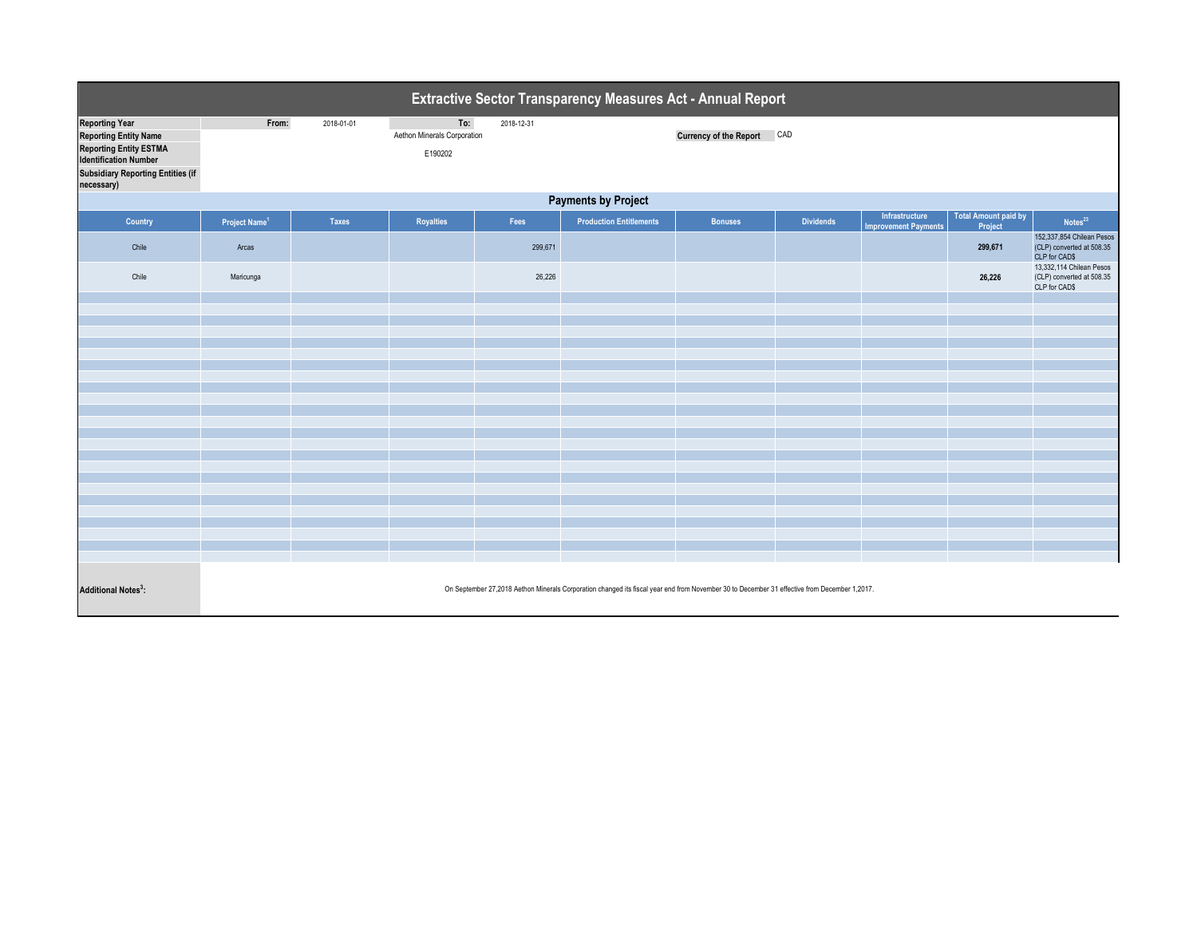# Extractive Sector Transparency Measures Act - Annual Report

| | | | | | |
|---|---|---|---|---|---|
| **Reporting Year** | **From:** | 2018-01-01 | **To:** | 2018-12-31 | |
| **Reporting Entity Name** | | | Aethon Minerals Corporation | **Currency of the Report** | CAD |
| **Reporting Entity ESTMA Identification Number** | | | E190202 | | |
| **Subsidiary Reporting Entities (if necessary)** | | | | | |

## Payments by Project

| Country | Project Name[1] | Taxes | Royalties | Fees | Production Entitlements | Bonuses | Dividends | Infrastructure Improvement Payments | Total Amount paid by Project | Notes[23] |
|---|---|---|---|---|---|---|---|---|---|---|
| Chile | Arcas | | | 299,671 | | | | | **299,671** | 152,337,854 Chilean Pesos (CLP) converted at 508.35 CLP for CAD$ |
| Chile | Maricunga | | | 26,226 | | | | | **26,226** | 13,332,114 Chilean Pesos (CLP) converted at 508.35 CLP for CAD$ |

**Additional Notes[3]:** On September 27,2018 Aethon Minerals Corporation changed its fiscal year end from November 30 to December 31 effective from December 1,2017.